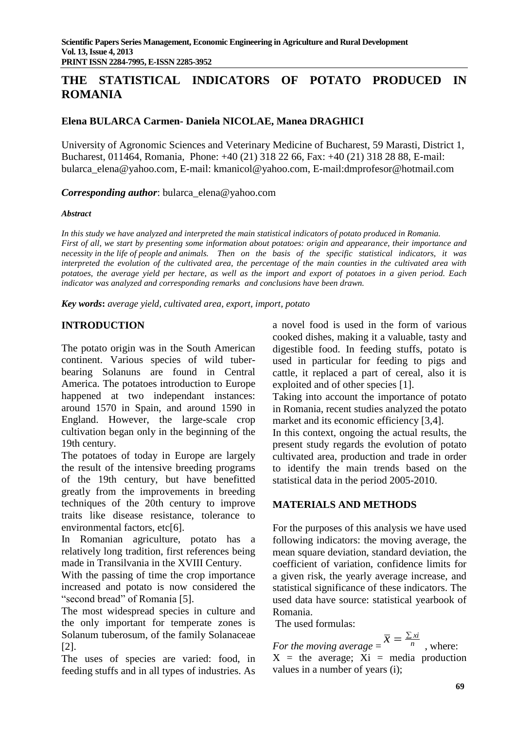# THE STATISTICAL INDICATORS OF POTATO PRODUCED IN ROMANIA

**Elena BULARCA Carmen- Daniela NICOLAE, Manea DRAGHICI**

University of Agronomic Sciences and Veterinary Medicine of Bucharest, 59 Marasti, District 1, Bucharest, 011464, Romania, Phone: +40 (21) 318 22 66, Fax: +40 (21) 318 28 88, E-mail: bularca_elena@yahoo.com, E-mail: kmanicol@yahoo.com, E-mail:dmprofesor@hotmail.com

***Corresponding author***: bularca_elena@yahoo.com

***Abstract***

*In this study we have analyzed and interpreted the main statistical indicators of potato produced in Romania. First of all, we start by presenting some information about potatoes: origin and appearance, their importance and necessity in the life of people and animals. Then on the basis of the specific statistical indicators, it was interpreted the evolution of the cultivated area, the percentage of the main counties in the cultivated area with potatoes, the average yield per hectare, as well as the import and export of potatoes in a given period. Each indicator was analyzed and corresponding remarks and conclusions have been drawn.*

***Key words*****:** *average yield, cultivated area, export, import, potato*

## INTRODUCTION

The potato origin was in the South American continent. Various species of wild tuber-bearing Solanuns are found in Central America. The potatoes introduction to Europe happened at two independant instances: around 1570 in Spain, and around 1590 in England. However, the large-scale crop cultivation began only in the beginning of the 19th century.

The potatoes of today in Europe are largely the result of the intensive breeding programs of the 19th century, but have benefitted greatly from the improvements in breeding techniques of the 20th century to improve traits like disease resistance, tolerance to environmental factors, etc[6].

In Romanian agriculture, potato has a relatively long tradition, first references being made in Transilvania in the XVIII Century.

With the passing of time the crop importance increased and potato is now considered the "second bread" of Romania [5].

The most widespread species in culture and the only important for temperate zones is Solanum tuberosum, of the family Solanaceae [2].

The uses of species are varied: food, in feeding stuffs and in all types of industries. As a novel food is used in the form of various cooked dishes, making it a valuable, tasty and digestible food. In feeding stuffs, potato is used in particular for feeding to pigs and cattle, it replaced a part of cereal, also it is exploited and of other species [1].

Taking into account the importance of potato in Romania, recent studies analyzed the potato market and its economic efficiency [3,4].

In this context, ongoing the actual results, the present study regards the evolution of potato cultivated area, production and trade in order to identify the main trends based on the statistical data in the period 2005-2010.

## MATERIALS AND METHODS

For the purposes of this analysis we have used following indicators: the moving average, the mean square deviation, standard deviation, the coefficient of variation, confidence limits for a given risk, the yearly average increase, and statistical significance of these indicators. The used data have source: statistical yearbook of Romania.

The used formulas:

*For the moving average* = $\overline{X} = \frac{\sum xi}{n}$ , where:
X = the average; Xi = media production values in a number of years (i);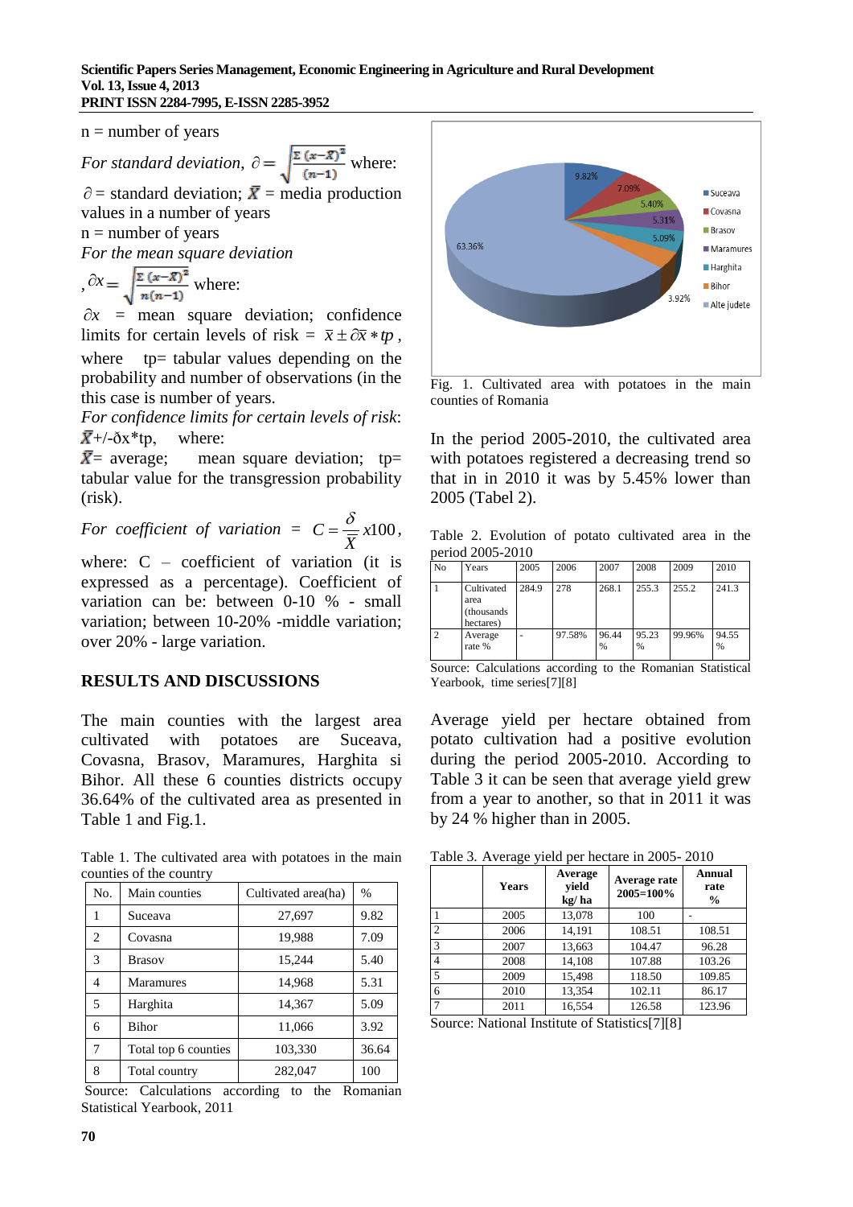n = number of years

*For standard deviation*, $\partial = \sqrt{\frac{\Sigma (x-\bar{X})^2}{(n-1)}}$ where:

$\partial$ = standard deviation; $\bar{X}$ = media production values in a number of years

n = number of years

*For the mean square deviation*

, $\partial x = \sqrt{\frac{\Sigma (x-\bar{X})^2}{n(n-1)}}$ where:

$\partial x$ = mean square deviation; confidence limits for certain levels of risk = $\bar{x} \pm \partial \bar{x} * tp$,

where tp= tabular values depending on the probability and number of observations (in the this case is number of years.

*For confidence limits for certain levels of risk*:

$\bar{X}$+/-ðx*tp, where:

$\bar{X}$= average; mean square deviation; tp= tabular value for the transgression probability (risk).

*For coefficient of variation* = $C = \frac{\delta}{\bar{X}} x100$,

where: C – coefficient of variation (it is expressed as a percentage). Coefficient of variation can be: between 0-10 % - small variation; between 10-20% -middle variation; over 20% - large variation.

## RESULTS AND DISCUSSIONS

The main counties with the largest area cultivated with potatoes are Suceava, Covasna, Brasov, Maramures, Harghita si Bihor. All these 6 counties districts occupy 36.64% of the cultivated area as presented in Table 1 and Fig.1.

Table 1. The cultivated area with potatoes in the main counties of the country

| No. | Main counties | Cultivated area(ha) | % |
|---|---|---|---|
| 1 | Suceava | 27,697 | 9.82 |
| 2 | Covasna | 19,988 | 7.09 |
| 3 | Brasov | 15,244 | 5.40 |
| 4 | Maramures | 14,968 | 5.31 |
| 5 | Harghita | 14,367 | 5.09 |
| 6 | Bihor | 11,066 | 3.92 |
| 7 | Total top 6 counties | 103,330 | 36.64 |
| 8 | Total country | 282,047 | 100 |

Source: Calculations according to the Romanian Statistical Yearbook, 2011

Fig. 1. Cultivated area with potatoes in the main counties of Romania

In the period 2005-2010, the cultivated area with potatoes registered a decreasing trend so that in in 2010 it was by 5.45% lower than 2005 (Tabel 2).

Table 2. Evolution of potato cultivated area in the period 2005-2010

| No | Years | 2005 | 2006 | 2007 | 2008 | 2009 | 2010 |
|---|---|---|---|---|---|---|---|
| 1 | Cultivated area (thousands hectares) | 284.9 | 278 | 268.1 | 255.3 | 255.2 | 241.3 |
| 2 | Average rate % | - | 97.58% | 96.44 % | 95.23 % | 99.96% | 94.55 % |

Source: Calculations according to the Romanian Statistical Yearbook, time series[7][8]

Average yield per hectare obtained from potato cultivation had a positive evolution during the period 2005-2010. According to Table 3 it can be seen that average yield grew from a year to another, so that in 2011 it was by 24 % higher than in 2005.

Table 3. Average yield per hectare in 2005- 2010

| | Years | Average yield kg/ ha | Average rate 2005=100% | Annual rate % |
|---|---|---|---|---|
| 1 | 2005 | 13,078 | 100 | - |
| 2 | 2006 | 14,191 | 108.51 | 108.51 |
| 3 | 2007 | 13,663 | 104.47 | 96.28 |
| 4 | 2008 | 14,108 | 107.88 | 103.26 |
| 5 | 2009 | 15,498 | 118.50 | 109.85 |
| 6 | 2010 | 13,354 | 102.11 | 86.17 |
| 7 | 2011 | 16,554 | 126.58 | 123.96 |

Source: National Institute of Statistics[7][8]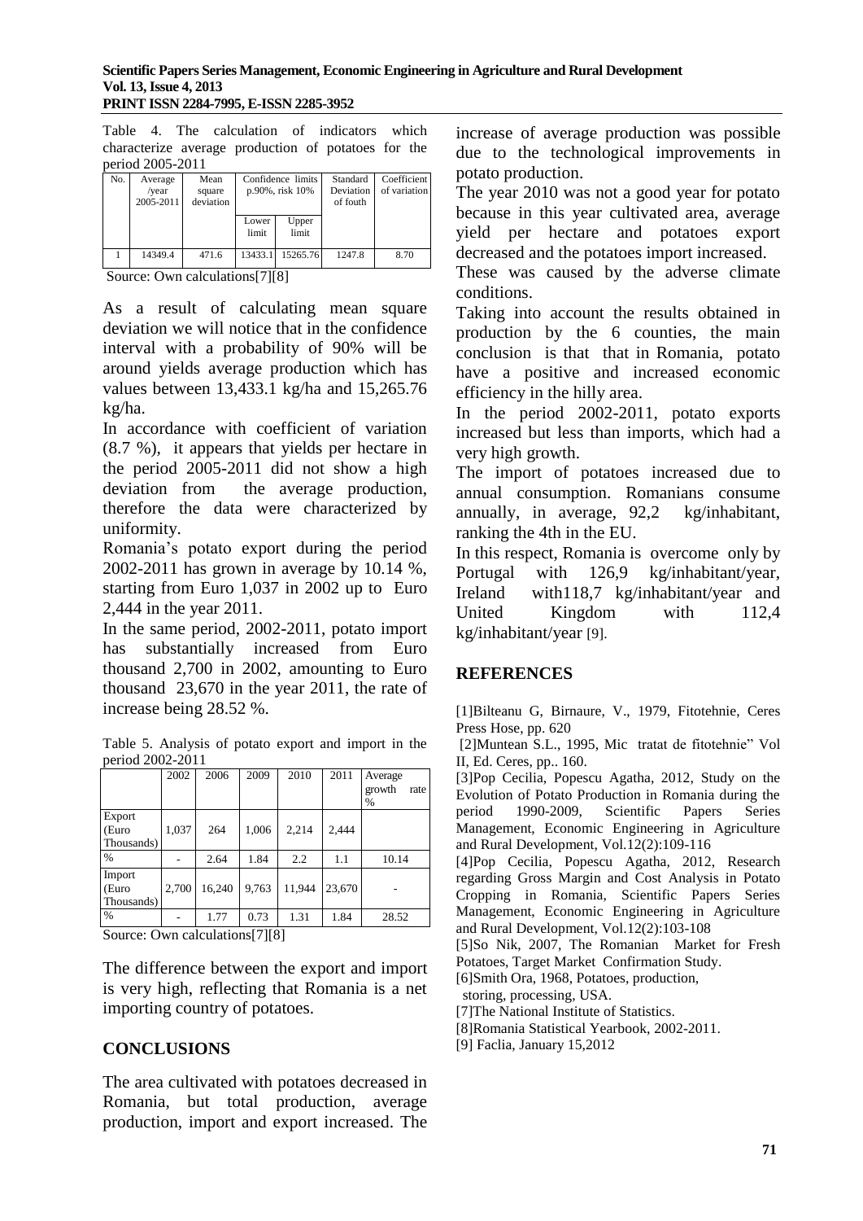Table 4. The calculation of indicators which characterize average production of potatoes for the period 2005-2011

| No. | Average /year 2005-2011 | Mean square deviation | Confidence limits p.90%, risk 10% | | Standard Deviation of fouth | Coefficient of variation |
|---|---|---|---|---|---|---|
| | | | Lower limit | Upper limit | | |
| 1 | 14349.4 | 471.6 | 13433.1 | 15265.76 | 1247.8 | 8.70 |

Source: Own calculations[7][8]

As a result of calculating mean square deviation we will notice that in the confidence interval with a probability of 90% will be around yields average production which has values between 13,433.1 kg/ha and 15,265.76 kg/ha.

In accordance with coefficient of variation (8.7 %), it appears that yields per hectare in the period 2005-2011 did not show a high deviation from the average production, therefore the data were characterized by uniformity.

Romania's potato export during the period 2002-2011 has grown in average by 10.14 %, starting from Euro 1,037 in 2002 up to Euro 2,444 in the year 2011.

In the same period, 2002-2011, potato import has substantially increased from Euro thousand 2,700 in 2002, amounting to Euro thousand 23,670 in the year 2011, the rate of increase being 28.52 %.

Table 5. Analysis of potato export and import in the period 2002-2011

| | 2002 | 2006 | 2009 | 2010 | 2011 | Average growth rate % |
|---|---|---|---|---|---|---|
| Export (Euro Thousands) | 1,037 | 264 | 1,006 | 2,214 | 2,444 | |
| % | - | 2.64 | 1.84 | 2.2 | 1.1 | 10.14 |
| Import (Euro Thousands) | 2,700 | 16,240 | 9,763 | 11,944 | 23,670 | - |
| % | - | 1.77 | 0.73 | 1.31 | 1.84 | 28.52 |

Source: Own calculations[7][8]

The difference between the export and import is very high, reflecting that Romania is a net importing country of potatoes.

## CONCLUSIONS

The area cultivated with potatoes decreased in Romania, but total production, average production, import and export increased. The increase of average production was possible due to the technological improvements in potato production.

The year 2010 was not a good year for potato because in this year cultivated area, average yield per hectare and potatoes export decreased and the potatoes import increased.

These was caused by the adverse climate conditions.

Taking into account the results obtained in production by the 6 counties, the main conclusion is that that in Romania, potato have a positive and increased economic efficiency in the hilly area.

In the period 2002-2011, potato exports increased but less than imports, which had a very high growth.

The import of potatoes increased due to annual consumption. Romanians consume annually, in average, 92,2 kg/inhabitant, ranking the 4th in the EU.

In this respect, Romania is overcome only by Portugal with 126,9 kg/inhabitant/year, Ireland with118,7 kg/inhabitant/year and United Kingdom with 112,4 kg/inhabitant/year [9].

## REFERENCES

[1]Bilteanu G, Birnaure, V., 1979, Fitotehnie, Ceres Press Hose, pp. 620

[2]Muntean S.L., 1995, Mic tratat de fitotehnie" Vol II, Ed. Ceres, pp.. 160.

[3]Pop Cecilia, Popescu Agatha, 2012, Study on the Evolution of Potato Production in Romania during the period 1990-2009, Scientific Papers Series Management, Economic Engineering in Agriculture and Rural Development, Vol.12(2):109-116

[4]Pop Cecilia, Popescu Agatha, 2012, Research regarding Gross Margin and Cost Analysis in Potato Cropping in Romania, Scientific Papers Series Management, Economic Engineering in Agriculture and Rural Development, Vol.12(2):103-108

[5]So Nik, 2007, The Romanian Market for Fresh Potatoes, Target Market Confirmation Study.

[6]Smith Ora, 1968, Potatoes, production, storing, processing, USA.

[7]The National Institute of Statistics.

[8]Romania Statistical Yearbook, 2002-2011.

[9] Faclia, January 15,2012